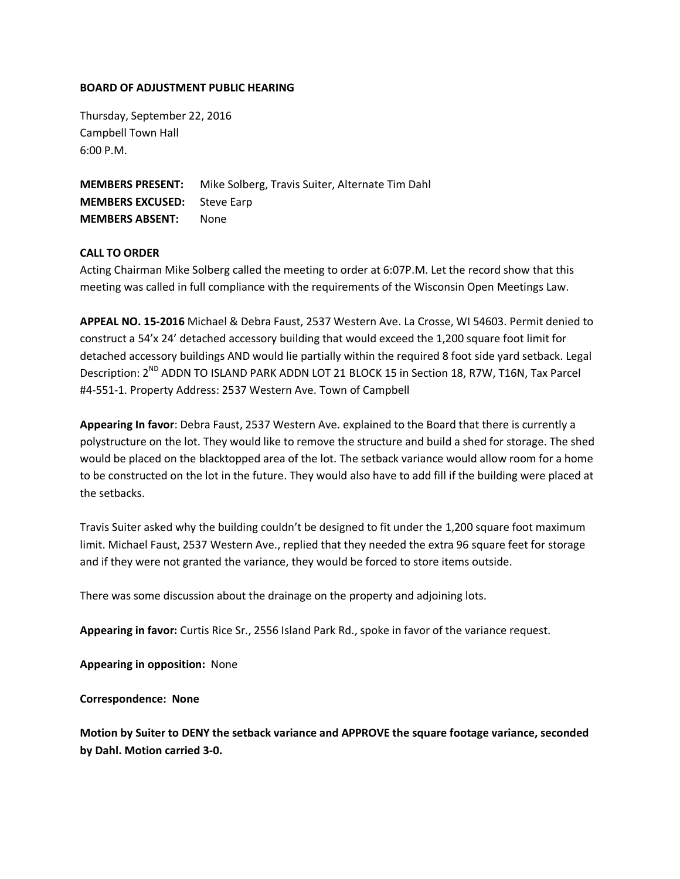**BOARD OF ADJUSTMENT PUBLIC HEARING**

Thursday, September 22, 2016
Campbell Town Hall
6:00 P.M.

**MEMBERS PRESENT:** Mike Solberg, Travis Suiter, Alternate Tim Dahl
**MEMBERS EXCUSED:** Steve Earp
**MEMBERS ABSENT:** None

**CALL TO ORDER**

Acting Chairman Mike Solberg called the meeting to order at 6:07P.M. Let the record show that this meeting was called in full compliance with the requirements of the Wisconsin Open Meetings Law.

**APPEAL NO. 15-2016** Michael & Debra Faust, 2537 Western Ave. La Crosse, WI 54603. Permit denied to construct a 54'x 24' detached accessory building that would exceed the 1,200 square foot limit for detached accessory buildings AND would lie partially within the required 8 foot side yard setback. Legal Description: 2ND ADDN TO ISLAND PARK ADDN LOT 21 BLOCK 15 in Section 18, R7W, T16N, Tax Parcel #4-551-1. Property Address: 2537 Western Ave. Town of Campbell

**Appearing In favor**: Debra Faust, 2537 Western Ave. explained to the Board that there is currently a polystructure on the lot. They would like to remove the structure and build a shed for storage. The shed would be placed on the blacktopped area of the lot. The setback variance would allow room for a home to be constructed on the lot in the future. They would also have to add fill if the building were placed at the setbacks.

Travis Suiter asked why the building couldn't be designed to fit under the 1,200 square foot maximum limit. Michael Faust, 2537 Western Ave., replied that they needed the extra 96 square feet for storage and if they were not granted the variance, they would be forced to store items outside.

There was some discussion about the drainage on the property and adjoining lots.

**Appearing in favor:** Curtis Rice Sr., 2556 Island Park Rd., spoke in favor of the variance request.

**Appearing in opposition:** None

**Correspondence: None**

**Motion by Suiter to DENY the setback variance and APPROVE the square footage variance, seconded by Dahl. Motion carried 3-0.**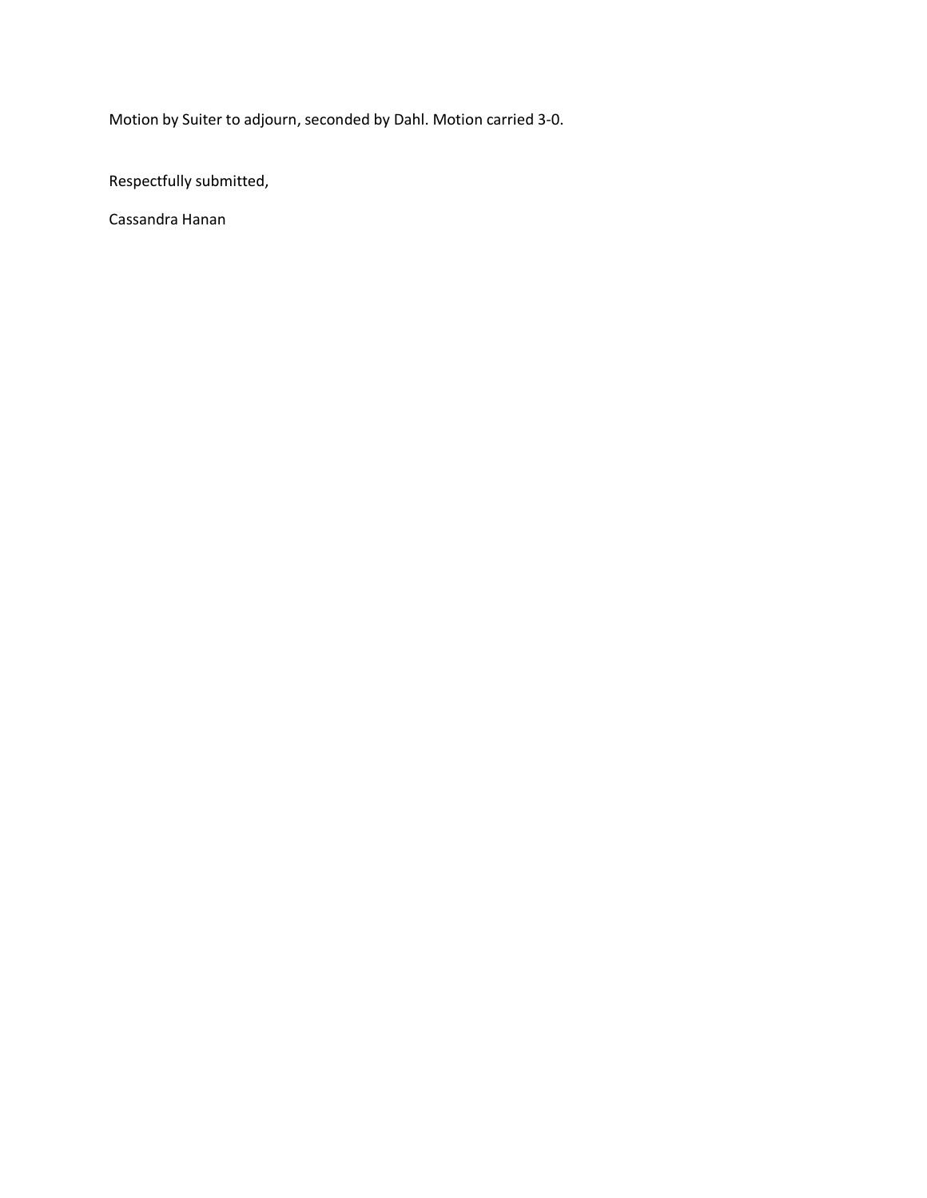Motion by Suiter to adjourn, seconded by Dahl. Motion carried 3-0.

Respectfully submitted,

Cassandra Hanan